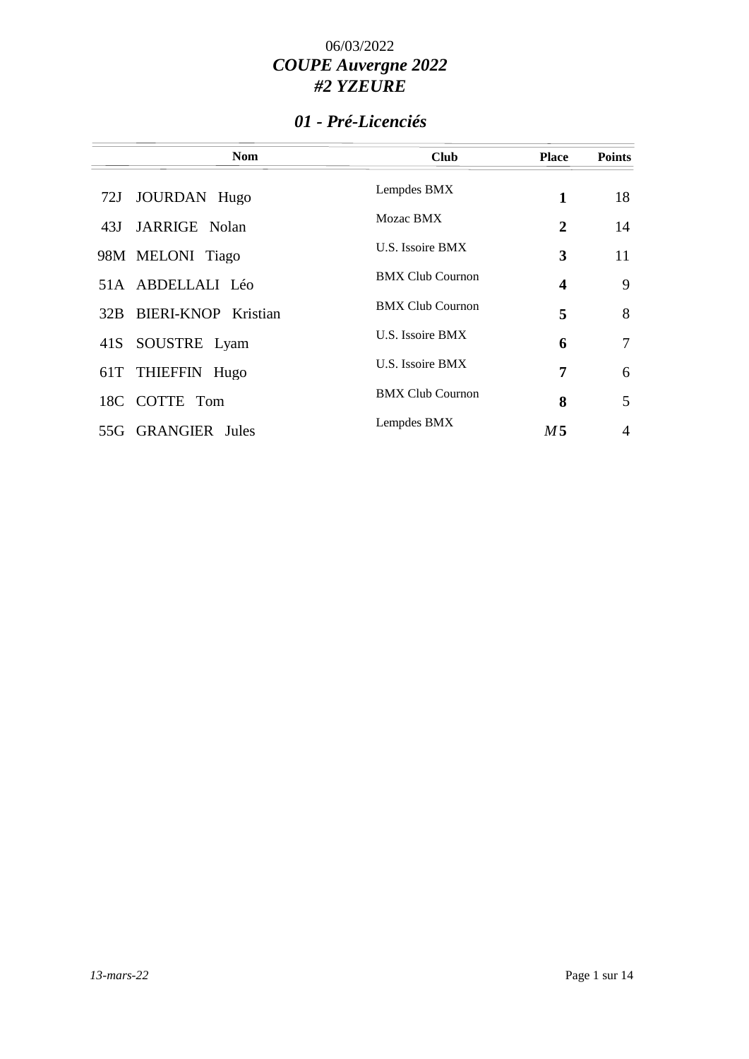06/03/2022

# *COUPE Auvergne 2022*
# *#2 YZEURE*

## *01 - Pré-Licenciés*

| | Nom | Club | Place | Points |
|---|---|---|---|---|
| 72J | JOURDAN Hugo | Lempdes BMX | **1** | 18 |
| 43J | JARRIGE Nolan | Mozac BMX | **2** | 14 |
| 98M | MELONI Tiago | U.S. Issoire BMX | **3** | 11 |
| 51A | ABDELLALI Léo | BMX Club Cournon | **4** | 9 |
| 32B | BIERI-KNOP Kristian | BMX Club Cournon | **5** | 8 |
| 41S | SOUSTRE Lyam | U.S. Issoire BMX | **6** | 7 |
| 61T | THIEFFIN Hugo | U.S. Issoire BMX | **7** | 6 |
| 18C | COTTE Tom | BMX Club Cournon | **8** | 5 |
| 55G | GRANGIER Jules | Lempdes BMX | ***M*5** | 4 |

*13-mars-22*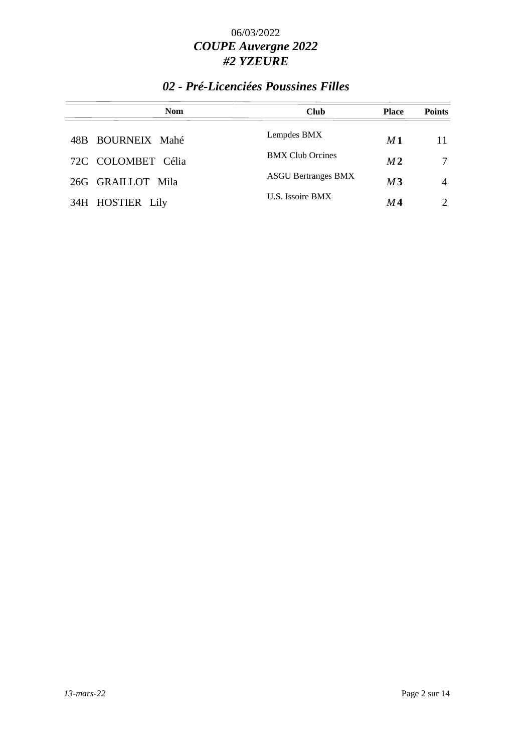06/03/2022

# *COUPE Auvergne 2022*
# *#2 YZEURE*

## *02 - Pré-Licenciées Poussines Filles*

| Nom | Club | Place | Points |
|---|---|---|---|
| 48B BOURNEIX Mahé | Lempdes BMX | *M* **1** | 11 |
| 72C COLOMBET Célia | BMX Club Orcines | *M* **2** | 7 |
| 26G GRAILLOT Mila | ASGU Bertranges BMX | *M* **3** | 4 |
| 34H HOSTIER Lily | U.S. Issoire BMX | *M* **4** | 2 |

*13-mars-22*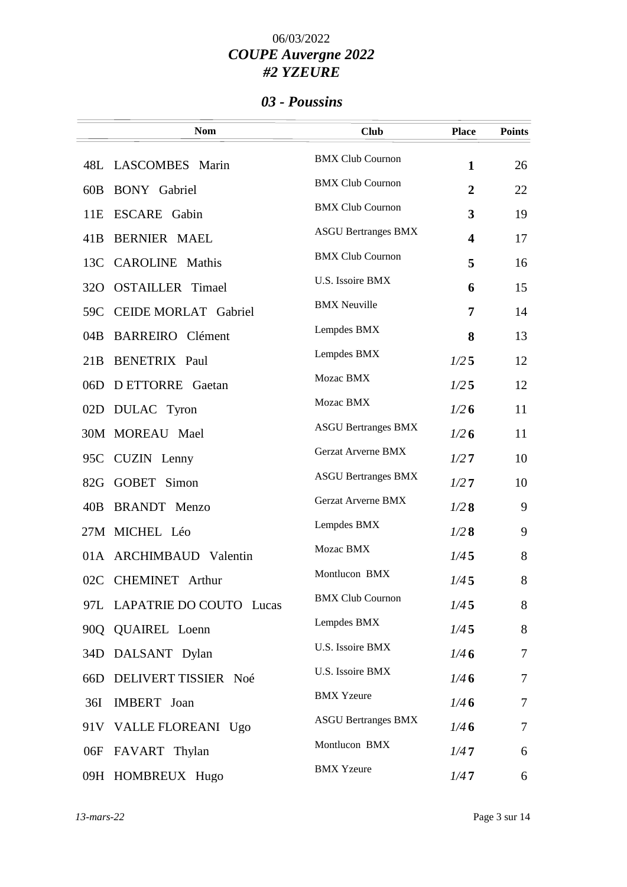06/03/2022

# *COUPE Auvergne 2022*
# *#2 YZEURE*

## *03 - Poussins*

| | Nom | Club | Place | Points |
|---|---|---|---|---|
| 48L | LASCOMBES Marin | BMX Club Cournon | **1** | 26 |
| 60B | BONY Gabriel | BMX Club Cournon | **2** | 22 |
| 11E | ESCARE Gabin | BMX Club Cournon | **3** | 19 |
| 41B | BERNIER MAEL | ASGU Bertranges BMX | **4** | 17 |
| 13C | CAROLINE Mathis | BMX Club Cournon | **5** | 16 |
| 32O | OSTAILLER Timael | U.S. Issoire BMX | **6** | 15 |
| 59C | CEIDE MORLAT Gabriel | BMX Neuville | **7** | 14 |
| 04B | BARREIRO Clément | Lempdes BMX | **8** | 13 |
| 21B | BENETRIX Paul | Lempdes BMX | *1/2* **5** | 12 |
| 06D | D ETTORRE Gaetan | Mozac BMX | *1/2* **5** | 12 |
| 02D | DULAC Tyron | Mozac BMX | *1/2* **6** | 11 |
| 30M | MOREAU Mael | ASGU Bertranges BMX | *1/2* **6** | 11 |
| 95C | CUZIN Lenny | Gerzat Arverne BMX | *1/2* **7** | 10 |
| 82G | GOBET Simon | ASGU Bertranges BMX | *1/2* **7** | 10 |
| 40B | BRANDT Menzo | Gerzat Arverne BMX | *1/2* **8** | 9 |
| 27M | MICHEL Léo | Lempdes BMX | *1/2* **8** | 9 |
| 01A | ARCHIMBAUD Valentin | Mozac BMX | *1/4* **5** | 8 |
| 02C | CHEMINET Arthur | Montlucon BMX | *1/4* **5** | 8 |
| 97L | LAPATRIE DO COUTO Lucas | BMX Club Cournon | *1/4* **5** | 8 |
| 90Q | QUAIREL Loenn | Lempdes BMX | *1/4* **5** | 8 |
| 34D | DALSANT Dylan | U.S. Issoire BMX | *1/4* **6** | 7 |
| 66D | DELIVERT TISSIER Noé | U.S. Issoire BMX | *1/4* **6** | 7 |
| 36I | IMBERT Joan | BMX Yzeure | *1/4* **6** | 7 |
| 91V | VALLE FLOREANI Ugo | ASGU Bertranges BMX | *1/4* **6** | 7 |
| 06F | FAVART Thylan | Montlucon BMX | *1/4* **7** | 6 |
| 09H | HOMBREUX Hugo | BMX Yzeure | *1/4* **7** | 6 |

*13-mars-22*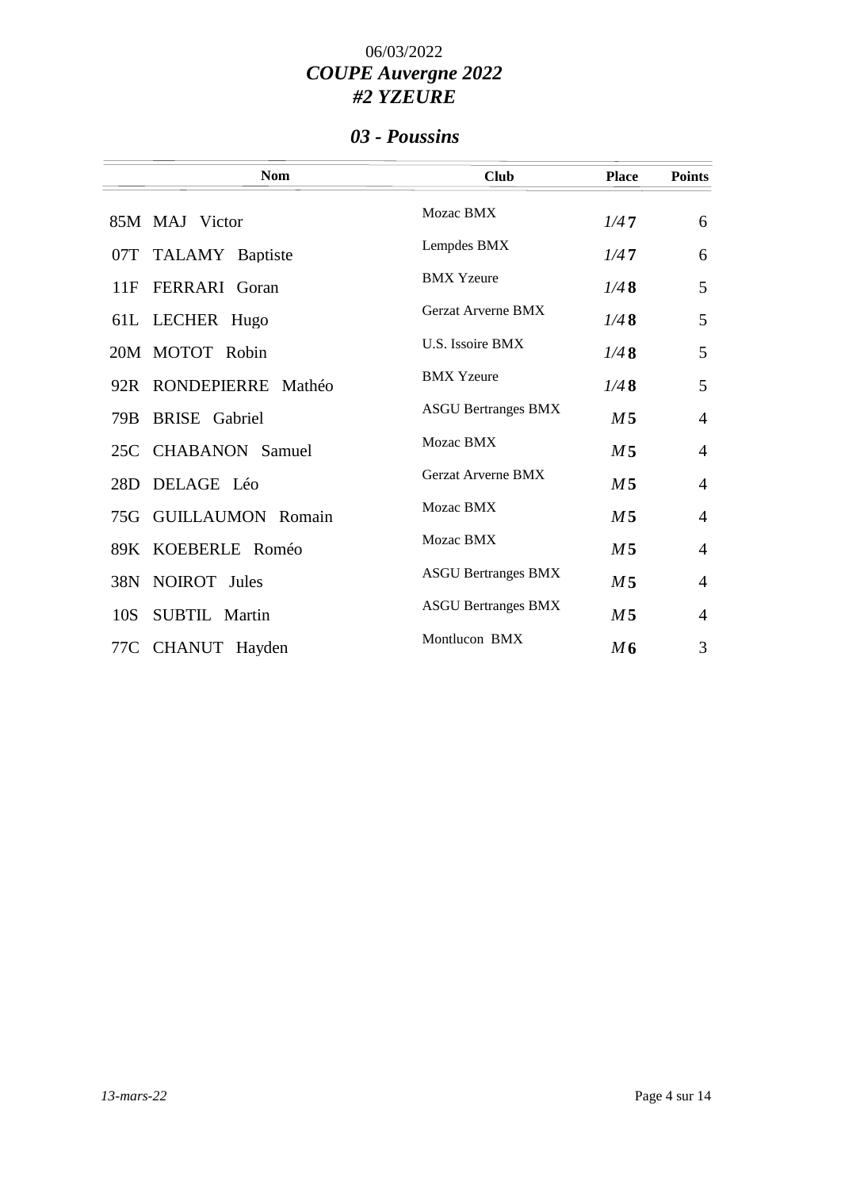06/03/2022

# *COUPE Auvergne 2022*
# *#2 YZEURE*

## *03 - Poussins*

| | Nom | Club | Place | Points |
|---|---|---|---|---|
| 85M | MAJ Victor | Mozac BMX | *1/4* **7** | 6 |
| 07T | TALAMY Baptiste | Lempdes BMX | *1/4* **7** | 6 |
| 11F | FERRARI Goran | BMX Yzeure | *1/4* **8** | 5 |
| 61L | LECHER Hugo | Gerzat Arverne BMX | *1/4* **8** | 5 |
| 20M | MOTOT Robin | U.S. Issoire BMX | *1/4* **8** | 5 |
| 92R | RONDEPIERRE Mathéo | BMX Yzeure | *1/4* **8** | 5 |
| 79B | BRISE Gabriel | ASGU Bertranges BMX | *M* **5** | 4 |
| 25C | CHABANON Samuel | Mozac BMX | *M* **5** | 4 |
| 28D | DELAGE Léo | Gerzat Arverne BMX | *M* **5** | 4 |
| 75G | GUILLAUMON Romain | Mozac BMX | *M* **5** | 4 |
| 89K | KOEBERLE Roméo | Mozac BMX | *M* **5** | 4 |
| 38N | NOIROT Jules | ASGU Bertranges BMX | *M* **5** | 4 |
| 10S | SUBTIL Martin | ASGU Bertranges BMX | *M* **5** | 4 |
| 77C | CHANUT Hayden | Montlucon BMX | *M* **6** | 3 |

*13-mars-22*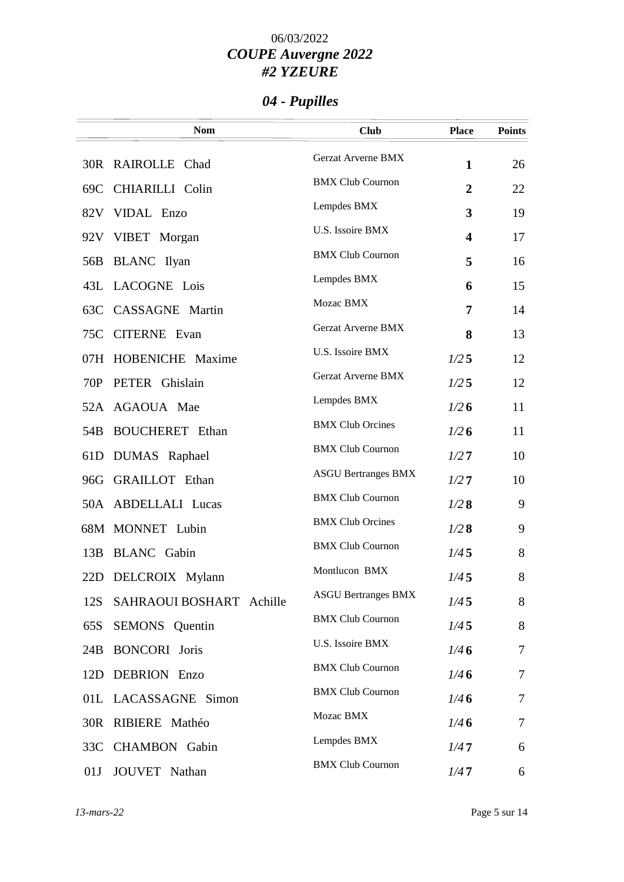06/03/2022

# *COUPE Auvergne 2022*
# *#2 YZEURE*

## *04 - Pupilles*

| | Nom | Club | Place | Points |
|---|---|---|---|---|
| 30R | RAIROLLE Chad | Gerzat Arverne BMX | **1** | 26 |
| 69C | CHIARILLI Colin | BMX Club Cournon | **2** | 22 |
| 82V | VIDAL Enzo | Lempdes BMX | **3** | 19 |
| 92V | VIBET Morgan | U.S. Issoire BMX | **4** | 17 |
| 56B | BLANC Ilyan | BMX Club Cournon | **5** | 16 |
| 43L | LACOGNE Lois | Lempdes BMX | **6** | 15 |
| 63C | CASSAGNE Martin | Mozac BMX | **7** | 14 |
| 75C | CITERNE Evan | Gerzat Arverne BMX | **8** | 13 |
| 07H | HOBENICHE Maxime | U.S. Issoire BMX | *1/2* **5** | 12 |
| 70P | PETER Ghislain | Gerzat Arverne BMX | *1/2* **5** | 12 |
| 52A | AGAOUA Mae | Lempdes BMX | *1/2* **6** | 11 |
| 54B | BOUCHERET Ethan | BMX Club Orcines | *1/2* **6** | 11 |
| 61D | DUMAS Raphael | BMX Club Cournon | *1/2* **7** | 10 |
| 96G | GRAILLOT Ethan | ASGU Bertranges BMX | *1/2* **7** | 10 |
| 50A | ABDELLALI Lucas | BMX Club Cournon | *1/2* **8** | 9 |
| 68M | MONNET Lubin | BMX Club Orcines | *1/2* **8** | 9 |
| 13B | BLANC Gabin | BMX Club Cournon | *1/4* **5** | 8 |
| 22D | DELCROIX Mylann | Montlucon BMX | *1/4* **5** | 8 |
| 12S | SAHRAOUI BOSHART Achille | ASGU Bertranges BMX | *1/4* **5** | 8 |
| 65S | SEMONS Quentin | BMX Club Cournon | *1/4* **5** | 8 |
| 24B | BONCORI Joris | U.S. Issoire BMX | *1/4* **6** | 7 |
| 12D | DEBRION Enzo | BMX Club Cournon | *1/4* **6** | 7 |
| 01L | LACASSAGNE Simon | BMX Club Cournon | *1/4* **6** | 7 |
| 30R | RIBIERE Mathéo | Mozac BMX | *1/4* **6** | 7 |
| 33C | CHAMBON Gabin | Lempdes BMX | *1/4* **7** | 6 |
| 01J | JOUVET Nathan | BMX Club Cournon | *1/4* **7** | 6 |

*13-mars-22*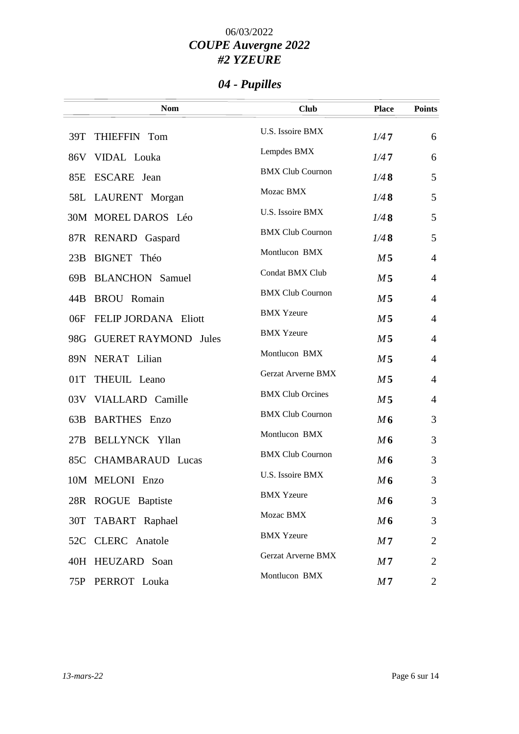06/03/2022

# *COUPE Auvergne 2022*
# *#2 YZEURE*

## *04 - Pupilles*

| | Nom | Club | Place | Points |
|---|---|---|---|---|
| 39T | THIEFFIN Tom | U.S. Issoire BMX | *1/4* **7** | 6 |
| 86V | VIDAL Louka | Lempdes BMX | *1/4* **7** | 6 |
| 85E | ESCARE Jean | BMX Club Cournon | *1/4* **8** | 5 |
| 58L | LAURENT Morgan | Mozac BMX | *1/4* **8** | 5 |
| 30M | MOREL DAROS Léo | U.S. Issoire BMX | *1/4* **8** | 5 |
| 87R | RENARD Gaspard | BMX Club Cournon | *1/4* **8** | 5 |
| 23B | BIGNET Théo | Montlucon BMX | *M* **5** | 4 |
| 69B | BLANCHON Samuel | Condat BMX Club | *M* **5** | 4 |
| 44B | BROU Romain | BMX Club Cournon | *M* **5** | 4 |
| 06F | FELIP JORDANA Eliott | BMX Yzeure | *M* **5** | 4 |
| 98G | GUERET RAYMOND Jules | BMX Yzeure | *M* **5** | 4 |
| 89N | NERAT Lilian | Montlucon BMX | *M* **5** | 4 |
| 01T | THEUIL Leano | Gerzat Arverne BMX | *M* **5** | 4 |
| 03V | VIALLARD Camille | BMX Club Orcines | *M* **5** | 4 |
| 63B | BARTHES Enzo | BMX Club Cournon | *M* **6** | 3 |
| 27B | BELLYNCK Yllan | Montlucon BMX | *M* **6** | 3 |
| 85C | CHAMBARAUD Lucas | BMX Club Cournon | *M* **6** | 3 |
| 10M | MELONI Enzo | U.S. Issoire BMX | *M* **6** | 3 |
| 28R | ROGUE Baptiste | BMX Yzeure | *M* **6** | 3 |
| 30T | TABART Raphael | Mozac BMX | *M* **6** | 3 |
| 52C | CLERC Anatole | BMX Yzeure | *M* **7** | 2 |
| 40H | HEUZARD Soan | Gerzat Arverne BMX | *M* **7** | 2 |
| 75P | PERROT Louka | Montlucon BMX | *M* **7** | 2 |

*13-mars-22*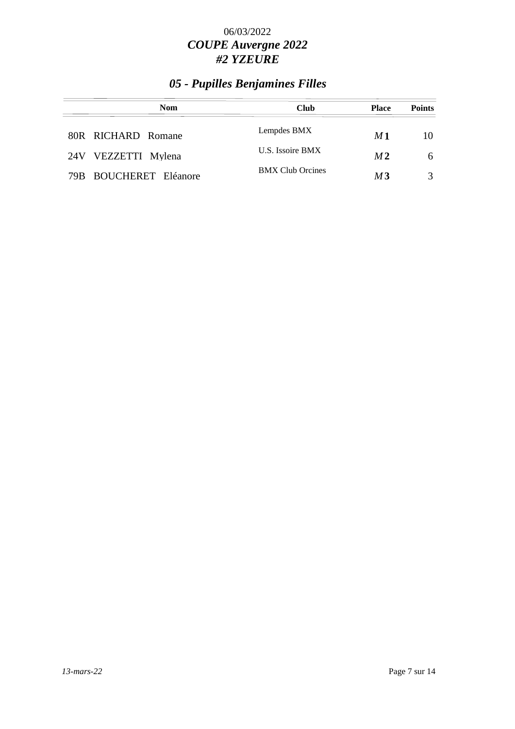06/03/2022

***COUPE Auvergne 2022***

***#2 YZEURE***

## *05 - Pupilles Benjamines Filles*

| Nom | Club | Place | Points |
|---|---|---|---|
| 80R RICHARD Romane | Lempdes BMX | *M* **1** | 10 |
| 24V VEZZETTI Mylena | U.S. Issoire BMX | *M* **2** | 6 |
| 79B BOUCHERET Eléanore | BMX Club Orcines | *M* **3** | 3 |

*13-mars-22*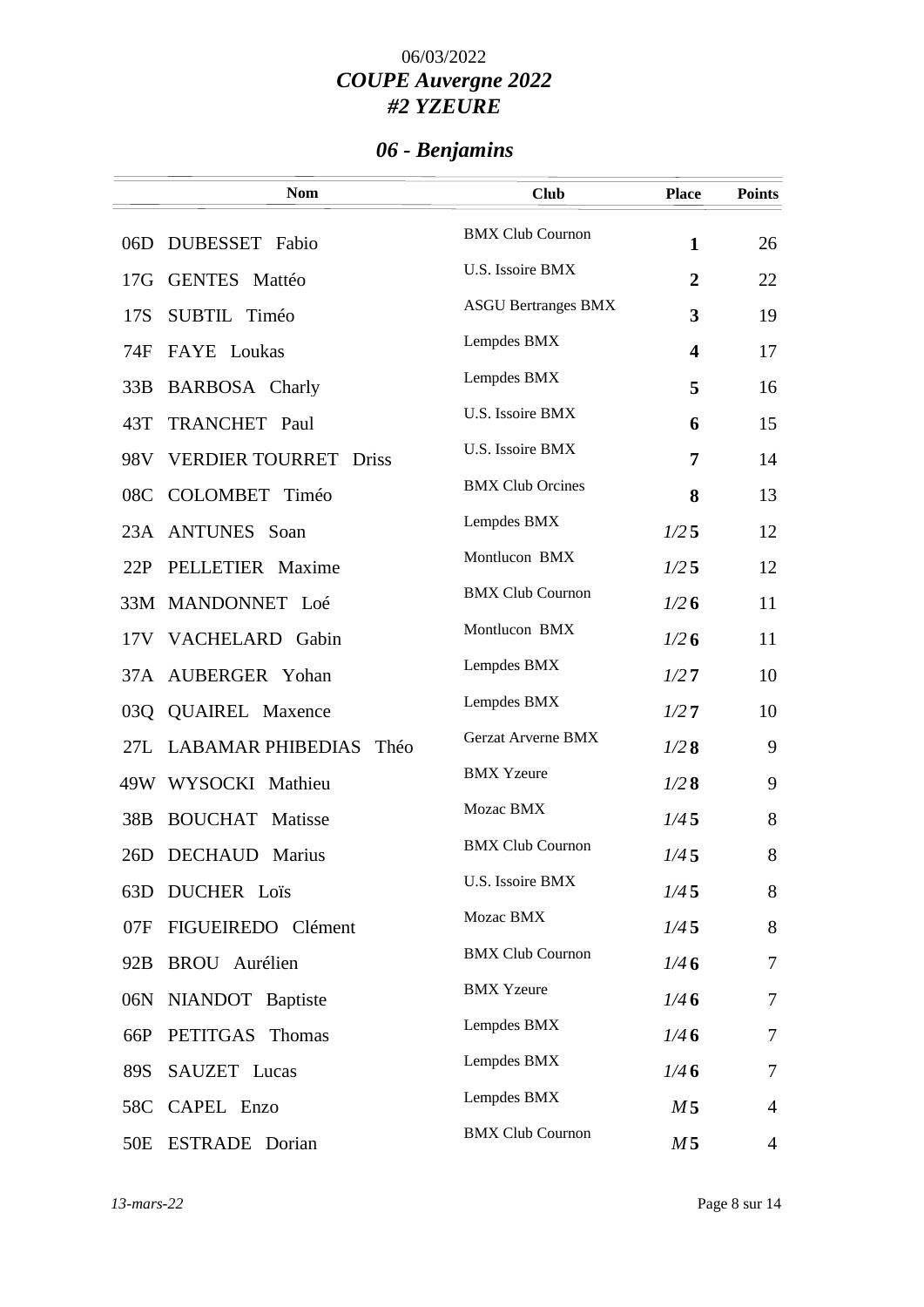06/03/2022

# *COUPE Auvergne 2022*
# *#2 YZEURE*

## *06 - Benjamins*

| | Nom | Club | Place | Points |
|---|---|---|---|---|
| 06D | DUBESSET Fabio | BMX Club Cournon | **1** | 26 |
| 17G | GENTES Mattéo | U.S. Issoire BMX | **2** | 22 |
| 17S | SUBTIL Timéo | ASGU Bertranges BMX | **3** | 19 |
| 74F | FAYE Loukas | Lempdes BMX | **4** | 17 |
| 33B | BARBOSA Charly | Lempdes BMX | **5** | 16 |
| 43T | TRANCHET Paul | U.S. Issoire BMX | **6** | 15 |
| 98V | VERDIER TOURRET Driss | U.S. Issoire BMX | **7** | 14 |
| 08C | COLOMBET Timéo | BMX Club Orcines | **8** | 13 |
| 23A | ANTUNES Soan | Lempdes BMX | *1/2* **5** | 12 |
| 22P | PELLETIER Maxime | Montlucon BMX | *1/2* **5** | 12 |
| 33M | MANDONNET Loé | BMX Club Cournon | *1/2* **6** | 11 |
| 17V | VACHELARD Gabin | Montlucon BMX | *1/2* **6** | 11 |
| 37A | AUBERGER Yohan | Lempdes BMX | *1/2* **7** | 10 |
| 03Q | QUAIREL Maxence | Lempdes BMX | *1/2* **7** | 10 |
| 27L | LABAMAR PHIBEDIAS Théo | Gerzat Arverne BMX | *1/2* **8** | 9 |
| 49W | WYSOCKI Mathieu | BMX Yzeure | *1/2* **8** | 9 |
| 38B | BOUCHAT Matisse | Mozac BMX | *1/4* **5** | 8 |
| 26D | DECHAUD Marius | BMX Club Cournon | *1/4* **5** | 8 |
| 63D | DUCHER Loïs | U.S. Issoire BMX | *1/4* **5** | 8 |
| 07F | FIGUEIREDO Clément | Mozac BMX | *1/4* **5** | 8 |
| 92B | BROU Aurélien | BMX Club Cournon | *1/4* **6** | 7 |
| 06N | NIANDOT Baptiste | BMX Yzeure | *1/4* **6** | 7 |
| 66P | PETITGAS Thomas | Lempdes BMX | *1/4* **6** | 7 |
| 89S | SAUZET Lucas | Lempdes BMX | *1/4* **6** | 7 |
| 58C | CAPEL Enzo | Lempdes BMX | *M* **5** | 4 |
| 50E | ESTRADE Dorian | BMX Club Cournon | *M* **5** | 4 |

*13-mars-22*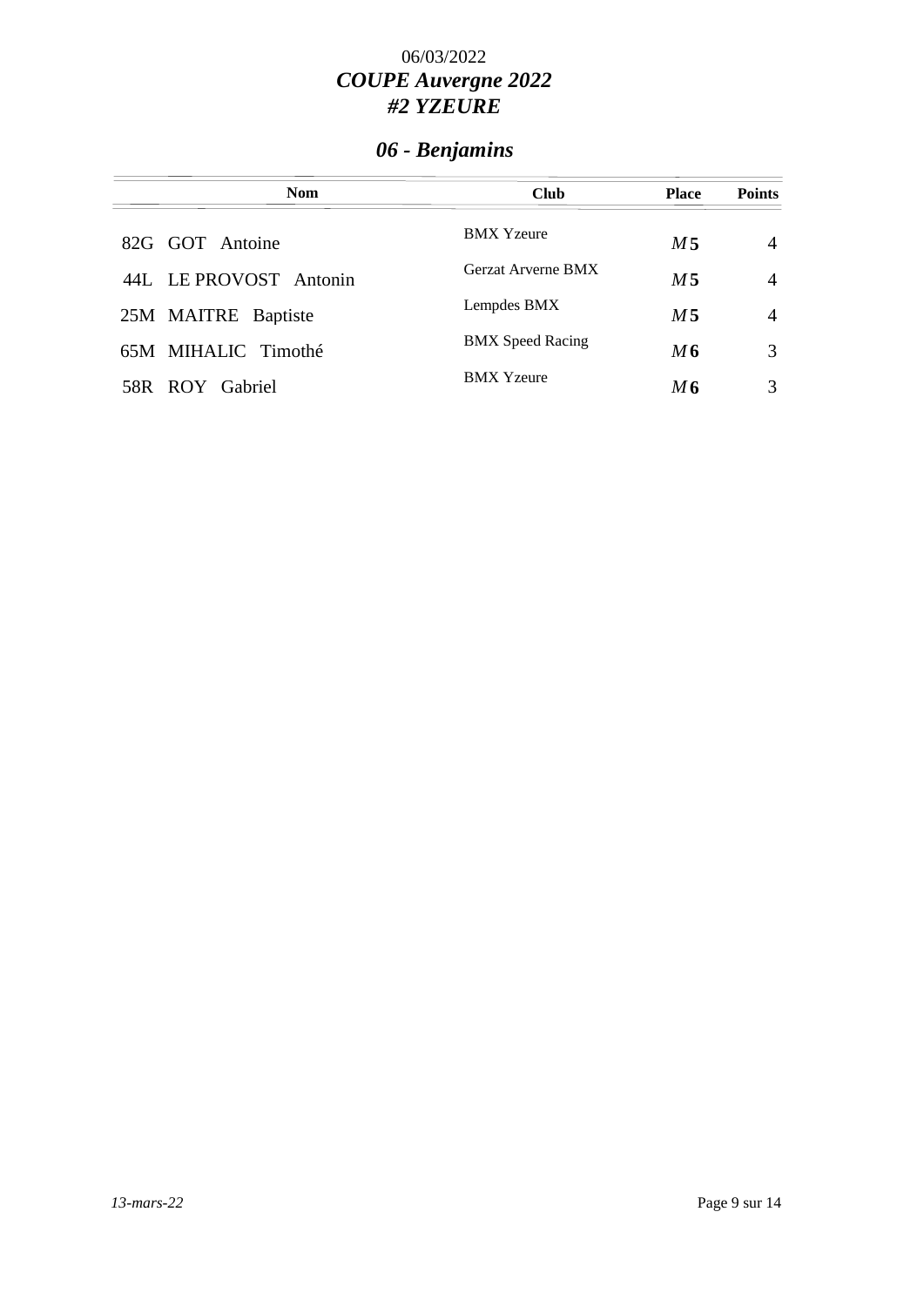06/03/2022

# *COUPE Auvergne 2022*
# *#2 YZEURE*

## *06 - Benjamins*

| Nom | Club | Place | Points |
|---|---|---|---|
| 82G GOT Antoine | BMX Yzeure | *M* **5** | 4 |
| 44L LE PROVOST Antonin | Gerzat Arverne BMX | *M* **5** | 4 |
| 25M MAITRE Baptiste | Lempdes BMX | *M* **5** | 4 |
| 65M MIHALIC Timothé | BMX Speed Racing | *M* **6** | 3 |
| 58R ROY Gabriel | BMX Yzeure | *M* **6** | 3 |

*13-mars-22*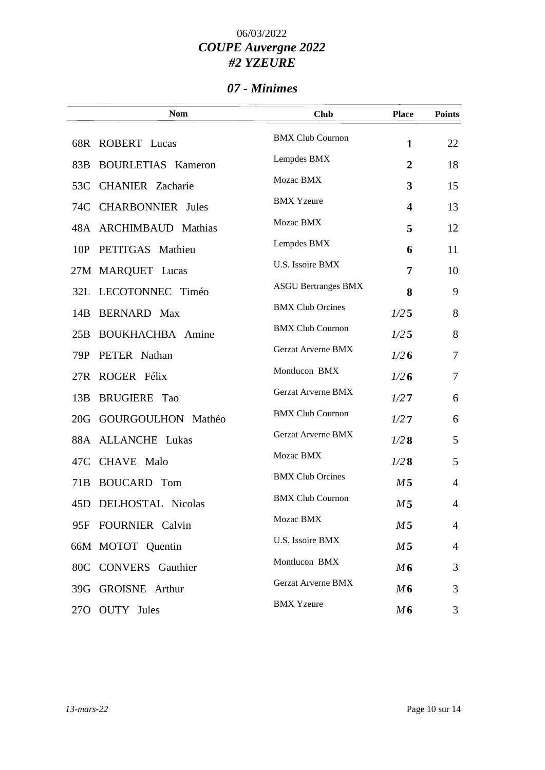06/03/2022

# *COUPE Auvergne 2022*
# *#2 YZEURE*

## *07 - Minimes*

| | Nom | Club | Place | Points |
|---|---|---|---|---|
| 68R | ROBERT Lucas | BMX Club Cournon | **1** | 22 |
| 83B | BOURLETIAS Kameron | Lempdes BMX | **2** | 18 |
| 53C | CHANIER Zacharie | Mozac BMX | **3** | 15 |
| 74C | CHARBONNIER Jules | BMX Yzeure | **4** | 13 |
| 48A | ARCHIMBAUD Mathias | Mozac BMX | **5** | 12 |
| 10P | PETITGAS Mathieu | Lempdes BMX | **6** | 11 |
| 27M | MARQUET Lucas | U.S. Issoire BMX | **7** | 10 |
| 32L | LECOTONNEC Timéo | ASGU Bertranges BMX | **8** | 9 |
| 14B | BERNARD Max | BMX Club Orcines | *1/2* **5** | 8 |
| 25B | BOUKHACHBA Amine | BMX Club Cournon | *1/2* **5** | 8 |
| 79P | PETER Nathan | Gerzat Arverne BMX | *1/2* **6** | 7 |
| 27R | ROGER Félix | Montlucon BMX | *1/2* **6** | 7 |
| 13B | BRUGIERE Tao | Gerzat Arverne BMX | *1/2* **7** | 6 |
| 20G | GOURGOULHON Mathéo | BMX Club Cournon | *1/2* **7** | 6 |
| 88A | ALLANCHE Lukas | Gerzat Arverne BMX | *1/2* **8** | 5 |
| 47C | CHAVE Malo | Mozac BMX | *1/2* **8** | 5 |
| 71B | BOUCARD Tom | BMX Club Orcines | *M* **5** | 4 |
| 45D | DELHOSTAL Nicolas | BMX Club Cournon | *M* **5** | 4 |
| 95F | FOURNIER Calvin | Mozac BMX | *M* **5** | 4 |
| 66M | MOTOT Quentin | U.S. Issoire BMX | *M* **5** | 4 |
| 80C | CONVERS Gauthier | Montlucon BMX | *M* **6** | 3 |
| 39G | GROISNE Arthur | Gerzat Arverne BMX | *M* **6** | 3 |
| 27O | OUTY Jules | BMX Yzeure | *M* **6** | 3 |

*13-mars-22*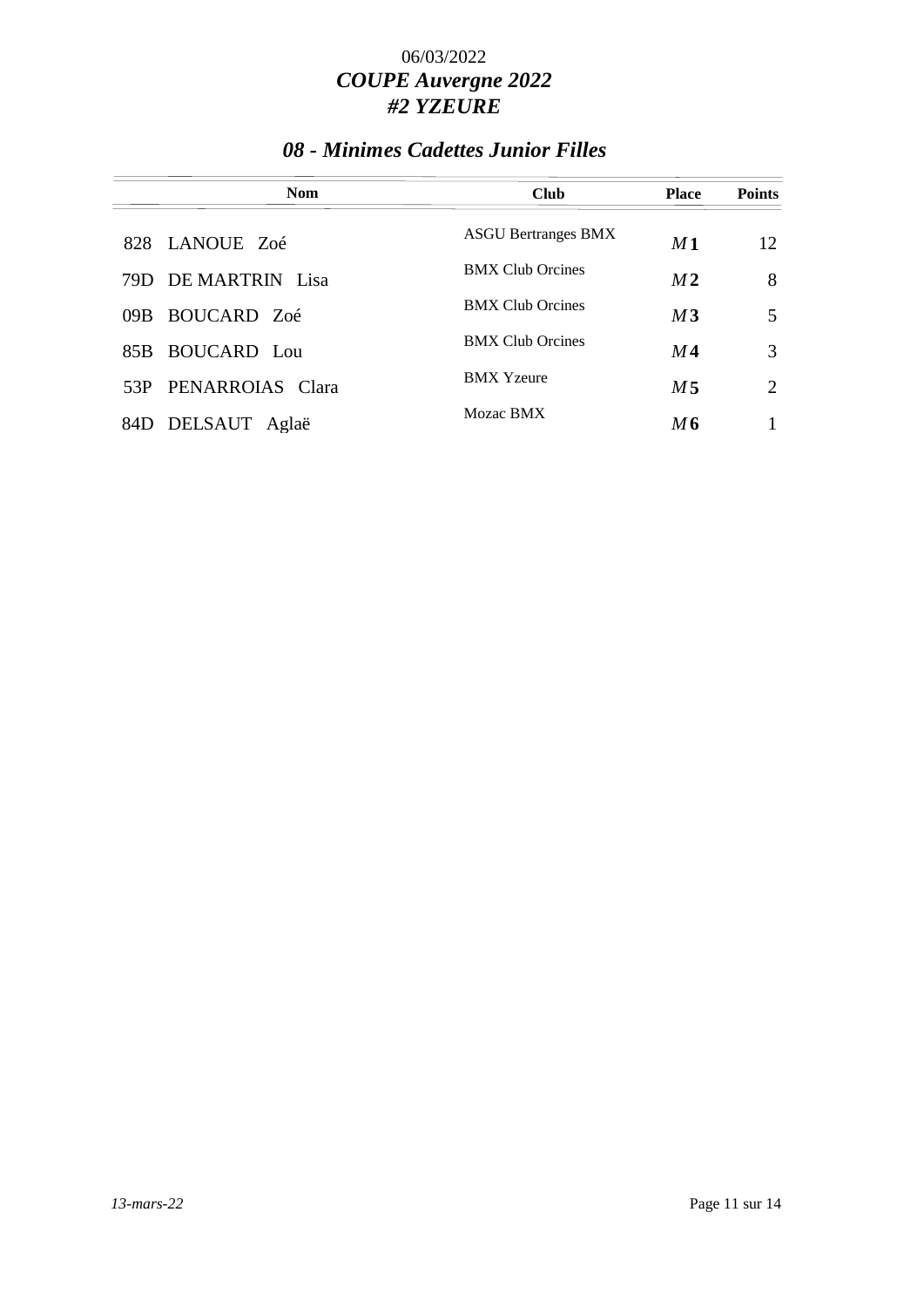06/03/2022

# *COUPE Auvergne 2022*
# *#2 YZEURE*

## *08 - Minimes Cadettes Junior Filles*

| | Nom | Club | Place | Points |
|---|---|---|---|---|
| 828 | LANOUE Zoé | ASGU Bertranges BMX | *M* **1** | 12 |
| 79D | DE MARTRIN Lisa | BMX Club Orcines | *M* **2** | 8 |
| 09B | BOUCARD Zoé | BMX Club Orcines | *M* **3** | 5 |
| 85B | BOUCARD Lou | BMX Club Orcines | *M* **4** | 3 |
| 53P | PENARROIAS Clara | BMX Yzeure | *M* **5** | 2 |
| 84D | DELSAUT Aglaë | Mozac BMX | *M* **6** | 1 |

*13-mars-22*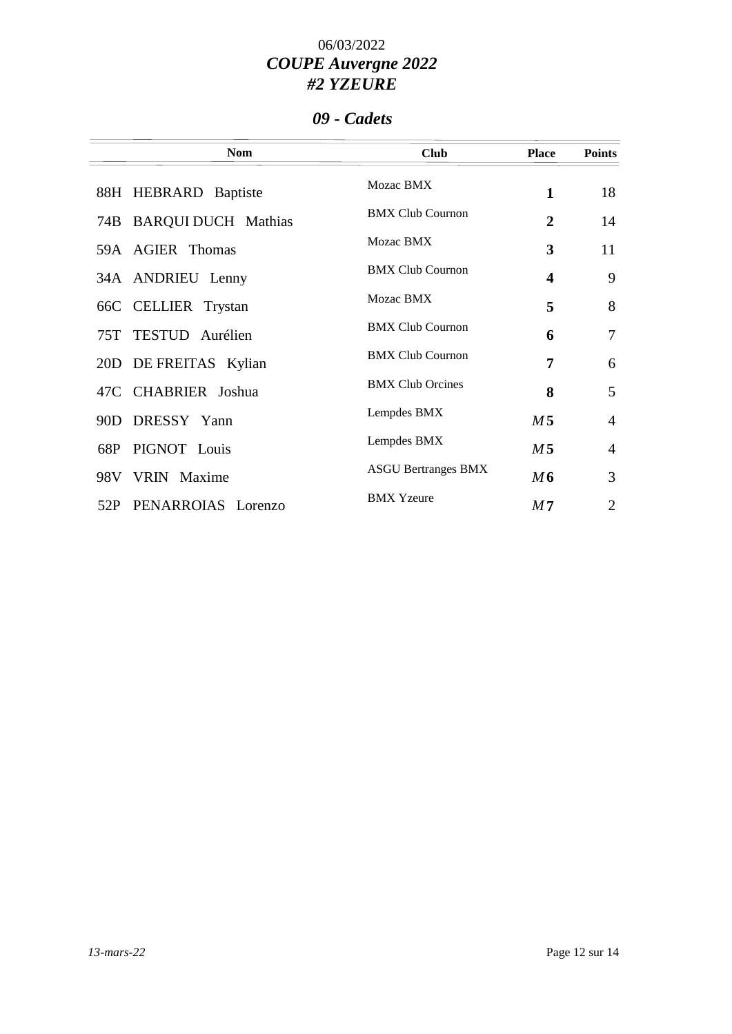06/03/2022

# *COUPE Auvergne 2022*
# *#2 YZEURE*

## *09 - Cadets*

| | Nom | Club | Place | Points |
|---|---|---|---|---|
| 88H | HEBRARD Baptiste | Mozac BMX | **1** | 18 |
| 74B | BARQUI DUCH Mathias | BMX Club Cournon | **2** | 14 |
| 59A | AGIER Thomas | Mozac BMX | **3** | 11 |
| 34A | ANDRIEU Lenny | BMX Club Cournon | **4** | 9 |
| 66C | CELLIER Trystan | Mozac BMX | **5** | 8 |
| 75T | TESTUD Aurélien | BMX Club Cournon | **6** | 7 |
| 20D | DE FREITAS Kylian | BMX Club Cournon | **7** | 6 |
| 47C | CHABRIER Joshua | BMX Club Orcines | **8** | 5 |
| 90D | DRESSY Yann | Lempdes BMX | *M* **5** | 4 |
| 68P | PIGNOT Louis | Lempdes BMX | *M* **5** | 4 |
| 98V | VRIN Maxime | ASGU Bertranges BMX | *M* **6** | 3 |
| 52P | PENARROIAS Lorenzo | BMX Yzeure | *M* **7** | 2 |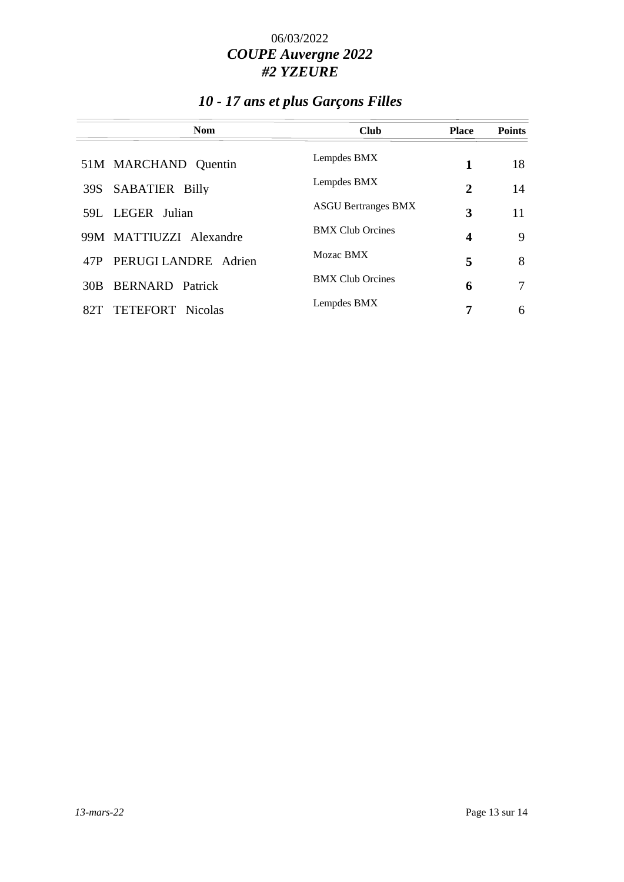06/03/2022

# *COUPE Auvergne 2022*
# *#2 YZEURE*

## *10 - 17 ans et plus Garçons Filles*

| Nom | Club | Place | Points |
|---|---|---|---|
| 51M MARCHAND Quentin | Lempdes BMX | **1** | 18 |
| 39S SABATIER Billy | Lempdes BMX | **2** | 14 |
| 59L LEGER Julian | ASGU Bertranges BMX | **3** | 11 |
| 99M MATTIUZZI Alexandre | BMX Club Orcines | **4** | 9 |
| 47P PERUGI LANDRE Adrien | Mozac BMX | **5** | 8 |
| 30B BERNARD Patrick | BMX Club Orcines | **6** | 7 |
| 82T TETEFORT Nicolas | Lempdes BMX | **7** | 6 |

*13-mars-22*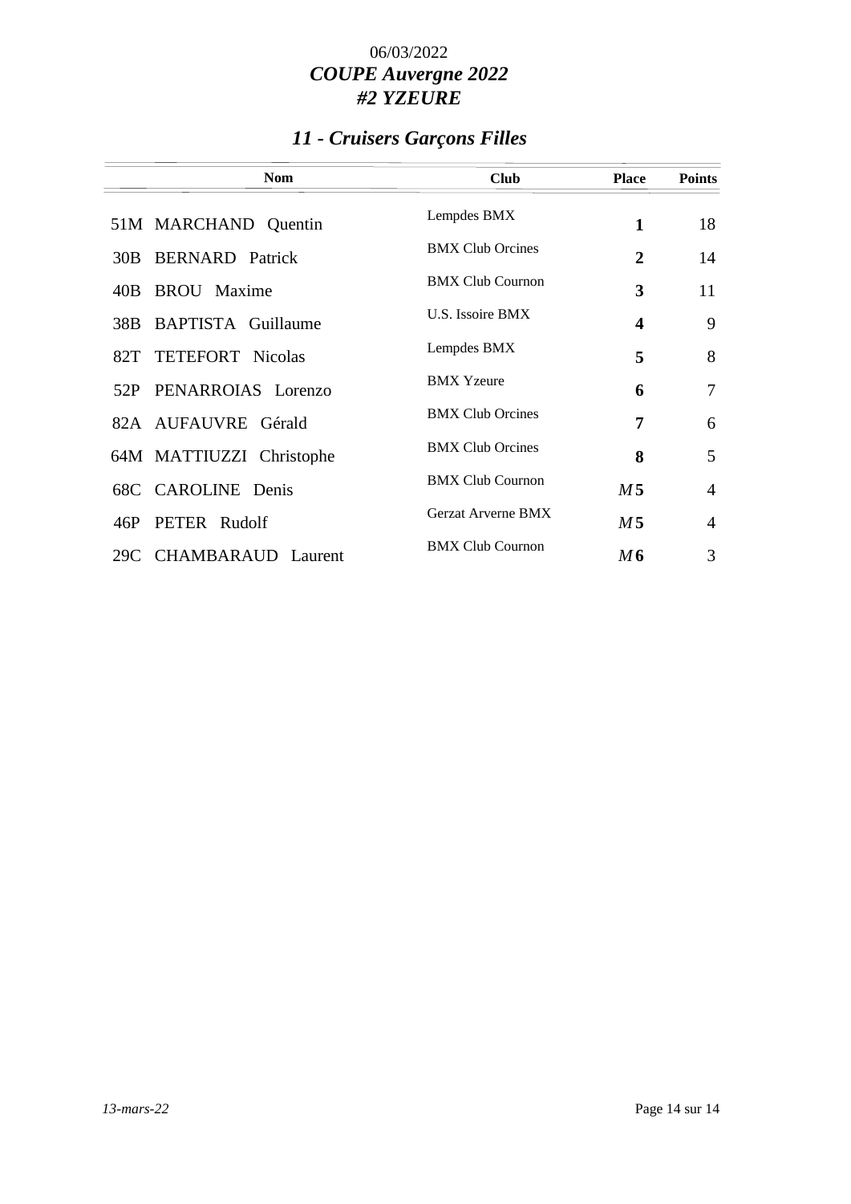06/03/2022

# *COUPE Auvergne 2022*
# *#2 YZEURE*

## *11 - Cruisers Garçons Filles*

| Nom | Club | Place | Points |
|---|---|---|---|
| 51M MARCHAND Quentin | Lempdes BMX | **1** | 18 |
| 30B BERNARD Patrick | BMX Club Orcines | **2** | 14 |
| 40B BROU Maxime | BMX Club Cournon | **3** | 11 |
| 38B BAPTISTA Guillaume | U.S. Issoire BMX | **4** | 9 |
| 82T TETEFORT Nicolas | Lempdes BMX | **5** | 8 |
| 52P PENARROIAS Lorenzo | BMX Yzeure | **6** | 7 |
| 82A AUFAUVRE Gérald | BMX Club Orcines | **7** | 6 |
| 64M MATTIUZZI Christophe | BMX Club Orcines | **8** | 5 |
| 68C CAROLINE Denis | BMX Club Cournon | *M* **5** | 4 |
| 46P PETER Rudolf | Gerzat Arverne BMX | *M* **5** | 4 |
| 29C CHAMBARAUD Laurent | BMX Club Cournon | *M* **6** | 3 |

*13-mars-22*